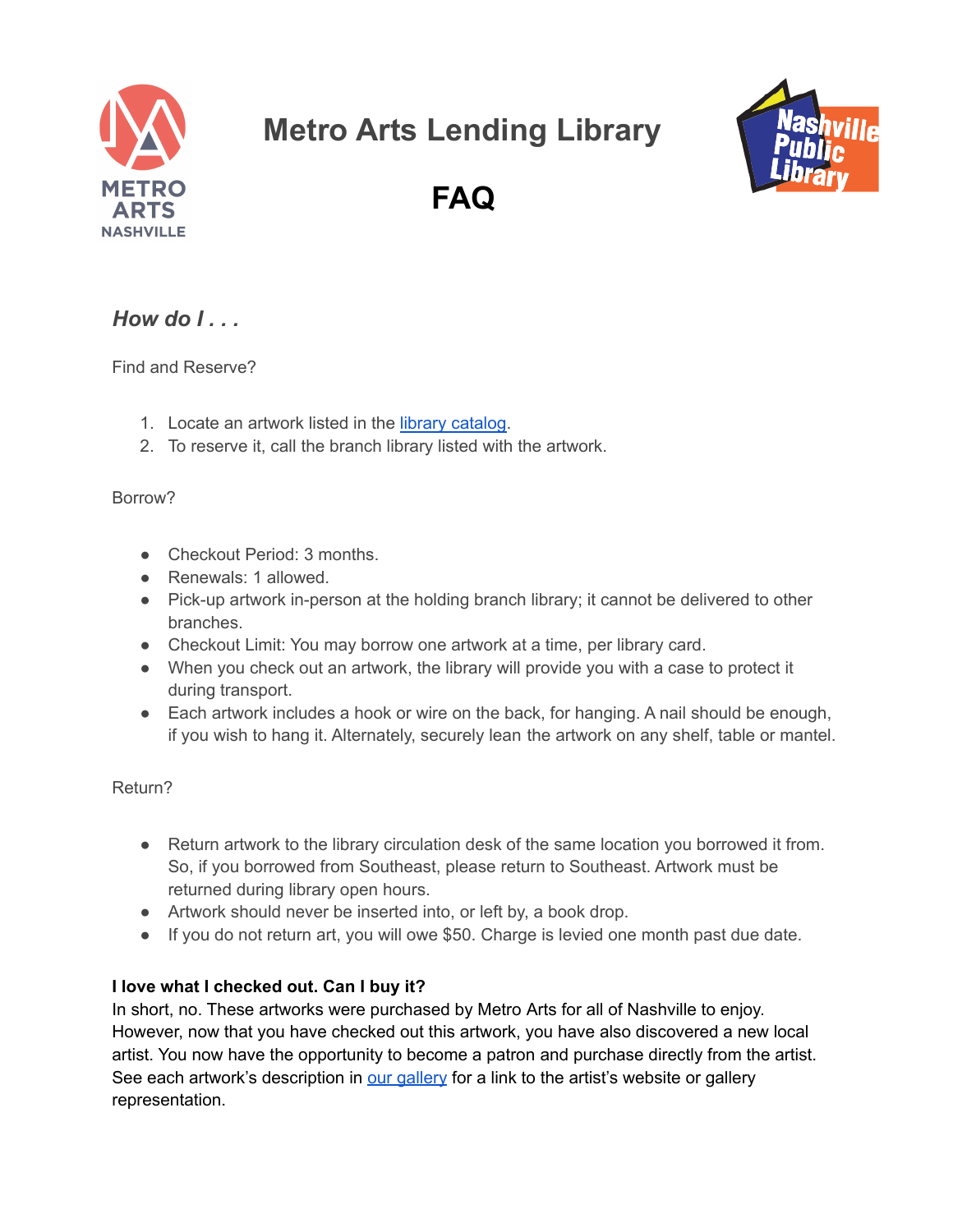# Metro Arts Lending Library

# FAQ

## *How do I . . .*

Find and Reserve?

1. Locate an artwork listed in the [library catalog].
2. To reserve it, call the branch library listed with the artwork.

Borrow?

- Checkout Period: 3 months.
- Renewals: 1 allowed.
- Pick-up artwork in-person at the holding branch library; it cannot be delivered to other branches.
- Checkout Limit: You may borrow one artwork at a time, per library card.
- When you check out an artwork, the library will provide you with a case to protect it during transport.
- Each artwork includes a hook or wire on the back, for hanging. A nail should be enough, if you wish to hang it. Alternately, securely lean the artwork on any shelf, table or mantel.

Return?

- Return artwork to the library circulation desk of the same location you borrowed it from. So, if you borrowed from Southeast, please return to Southeast. Artwork must be returned during library open hours.
- Artwork should never be inserted into, or left by, a book drop.
- If you do not return art, you will owe $50. Charge is levied one month past due date.

**I love what I checked out. Can I buy it?**

In short, no. These artworks were purchased by Metro Arts for all of Nashville to enjoy. However, now that you have checked out this artwork, you have also discovered a new local artist. You now have the opportunity to become a patron and purchase directly from the artist. See each artwork's description in [our gallery] for a link to the artist's website or gallery representation.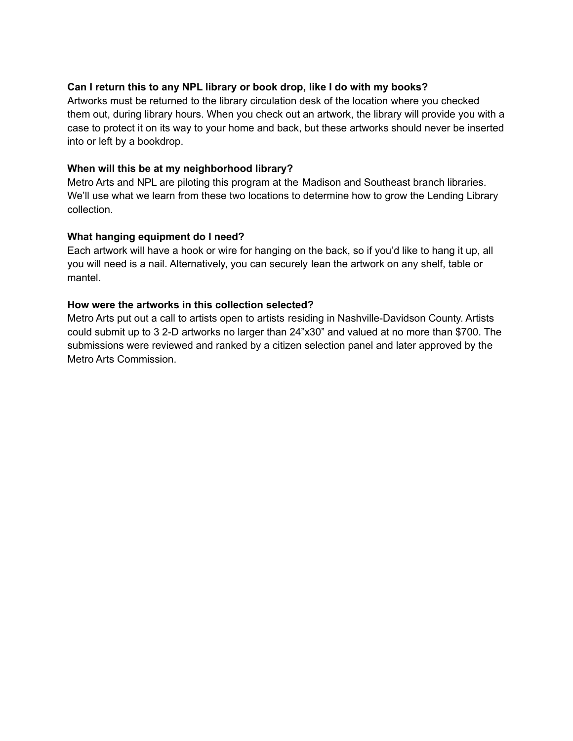**Can I return this to any NPL library or book drop, like I do with my books?**

Artworks must be returned to the library circulation desk of the location where you checked them out, during library hours. When you check out an artwork, the library will provide you with a case to protect it on its way to your home and back, but these artworks should never be inserted into or left by a bookdrop.

**When will this be at my neighborhood library?**

Metro Arts and NPL are piloting this program at the Madison and Southeast branch libraries. We'll use what we learn from these two locations to determine how to grow the Lending Library collection.

**What hanging equipment do I need?**

Each artwork will have a hook or wire for hanging on the back, so if you'd like to hang it up, all you will need is a nail. Alternatively, you can securely lean the artwork on any shelf, table or mantel.

**How were the artworks in this collection selected?**

Metro Arts put out a call to artists open to artists residing in Nashville-Davidson County. Artists could submit up to 3 2-D artworks no larger than 24"x30" and valued at no more than $700. The submissions were reviewed and ranked by a citizen selection panel and later approved by the Metro Arts Commission.